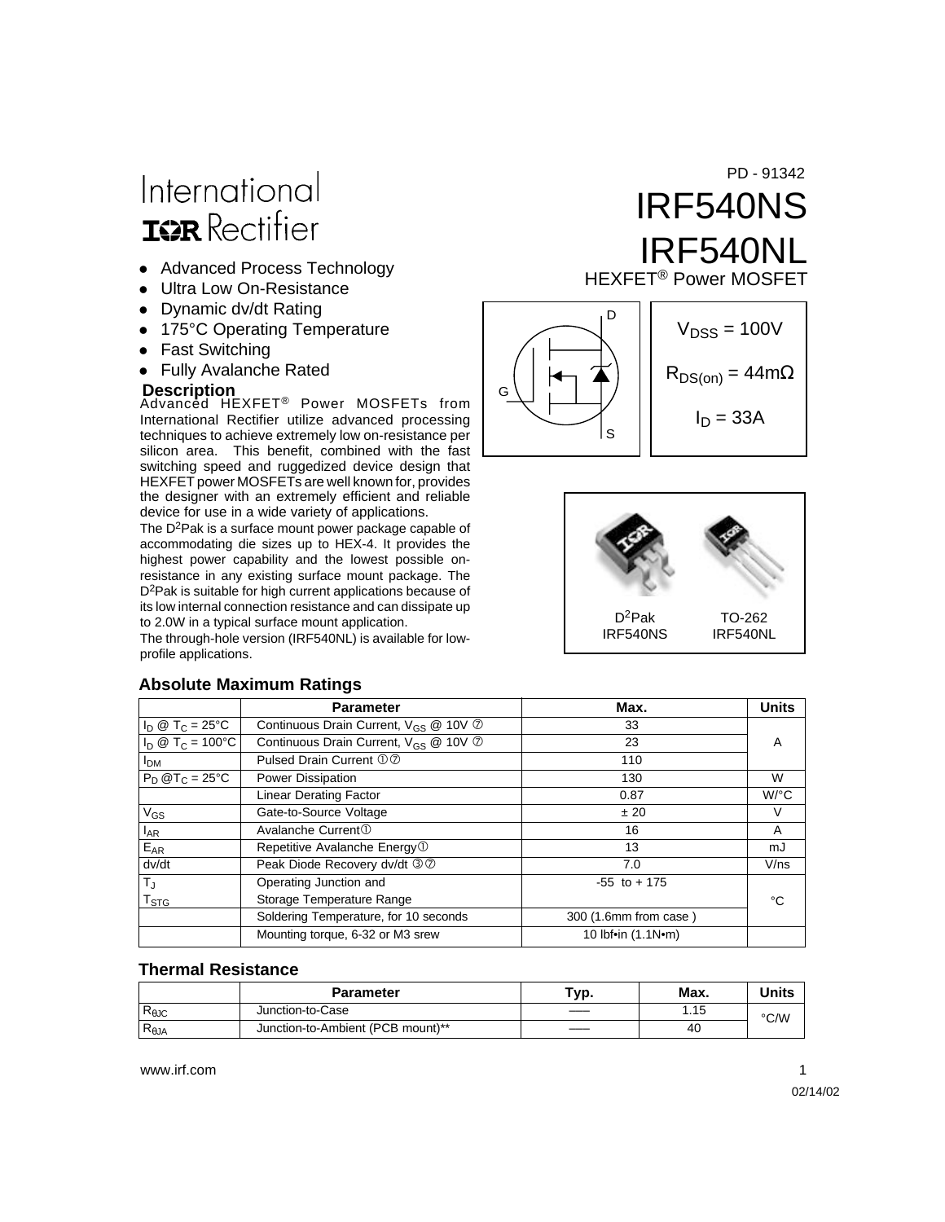International
IOR Rectifier

PD - 91342

# IRF540NS
# IRF540NL

HEXFET® Power MOSFET

- Advanced Process Technology
- Ultra Low On-Resistance
- Dynamic dv/dt Rating
- 175°C Operating Temperature
- Fast Switching
- Fully Avalanche Rated

$V_{DSS}$ = 100V

$R_{DS(on)}$ = 44mΩ

$I_D$ = 33A

### Description

Advanced HEXFET® Power MOSFETs from International Rectifier utilize advanced processing techniques to achieve extremely low on-resistance per silicon area. This benefit, combined with the fast switching speed and ruggedized device design that HEXFET power MOSFETs are well known for, provides the designer with an extremely efficient and reliable device for use in a wide variety of applications.

The $D^2$Pak is a surface mount power package capable of accommodating die sizes up to HEX-4. It provides the highest power capability and the lowest possible on-resistance in any existing surface mount package. The $D^2$Pak is suitable for high current applications because of its low internal connection resistance and can dissipate up to 2.0W in a typical surface mount application.

The through-hole version (IRF540NL) is available for low-profile applications.

$D^2$Pak IRF540NS

TO-262 IRF540NL

### Absolute Maximum Ratings

| | Parameter | Max. | Units |
|---|---|---|---|
| $I_D$ @ $T_C$ = 25°C | Continuous Drain Current, $V_{GS}$ @ 10V ⑦ | 33 | A |
| $I_D$ @ $T_C$ = 100°C | Continuous Drain Current, $V_{GS}$ @ 10V ⑦ | 23 | |
| $I_{DM}$ | Pulsed Drain Current ①⑦ | 110 | |
| $P_D$ @$T_C$ = 25°C | Power Dissipation | 130 | W |
| | Linear Derating Factor | 0.87 | W/°C |
| $V_{GS}$ | Gate-to-Source Voltage | ± 20 | V |
| $I_{AR}$ | Avalanche Current① | 16 | A |
| $E_{AR}$ | Repetitive Avalanche Energy① | 13 | mJ |
| dv/dt | Peak Diode Recovery dv/dt ③⑦ | 7.0 | V/ns |
| $T_J$ | Operating Junction and | -55 to + 175 | °C |
| $T_{STG}$ | Storage Temperature Range | | |
| | Soldering Temperature, for 10 seconds | 300 (1.6mm from case ) | |
| | Mounting torque, 6-32 or M3 srew | 10 lbf•in (1.1N•m) | |

### Thermal Resistance

| | Parameter | Typ. | Max. | Units |
|---|---|---|---|---|
| $R_{θJC}$ | Junction-to-Case | —— | 1.15 | °C/W |
| $R_{θJA}$ | Junction-to-Ambient (PCB mount)** | —— | 40 | |

www.irf.com

02/14/02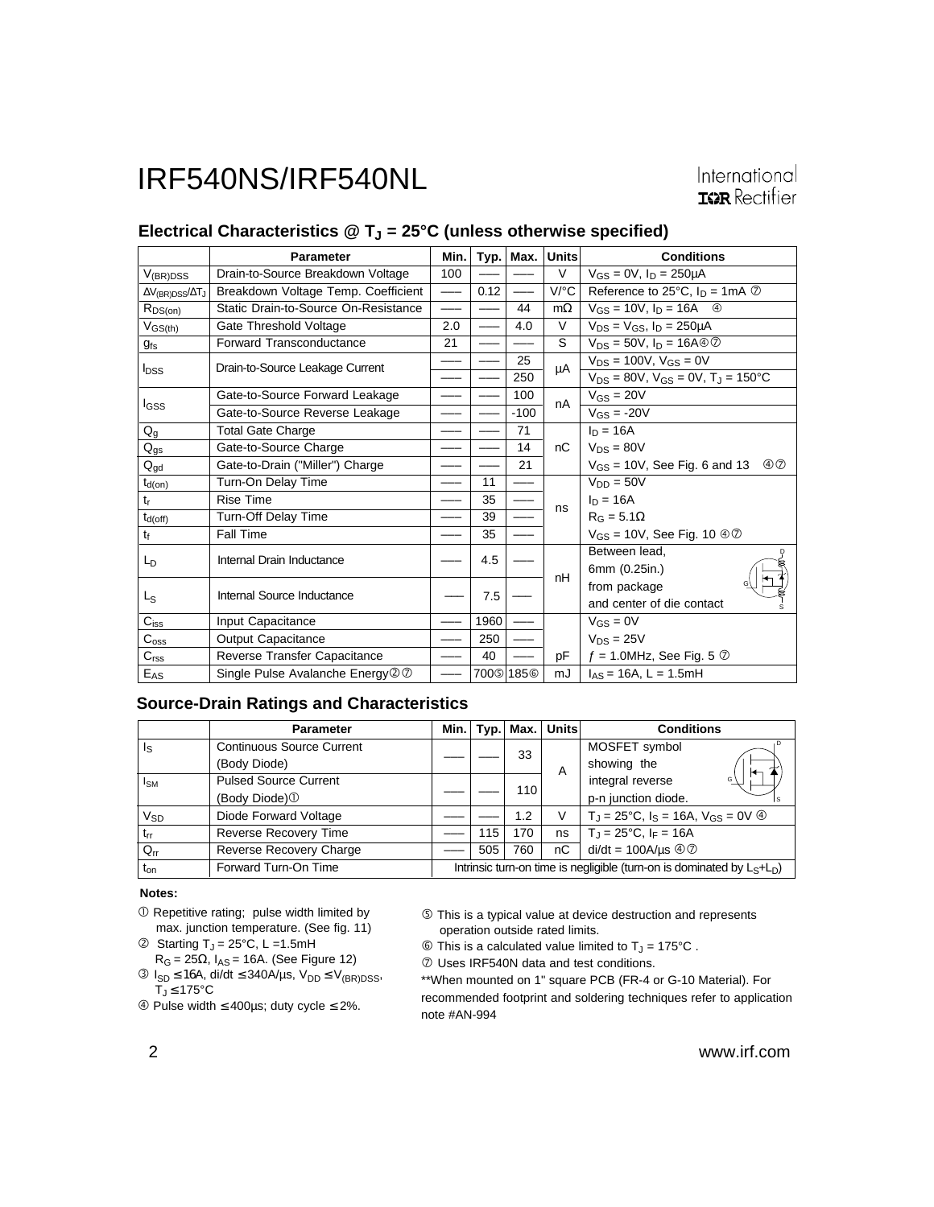## Electrical Characteristics @ $T_J$ = 25°C (unless otherwise specified)

| | Parameter | Min. | Typ. | Max. | Units | Conditions |
|---|---|---|---|---|---|---|
| $V_{(BR)DSS}$ | Drain-to-Source Breakdown Voltage | 100 | ––– | ––– | V | $V_{GS}$ = 0V, $I_D$ = 250µA |
| $\Delta V_{(BR)DSS}/\Delta T_J$ | Breakdown Voltage Temp. Coefficient | ––– | 0.12 | ––– | V/°C | Reference to 25°C, $I_D$ = 1mA ⑦ |
| $R_{DS(on)}$ | Static Drain-to-Source On-Resistance | ––– | ––– | 44 | mΩ | $V_{GS}$ = 10V, $I_D$ = 16A ④ |
| $V_{GS(th)}$ | Gate Threshold Voltage | 2.0 | ––– | 4.0 | V | $V_{DS}$ = $V_{GS}$, $I_D$ = 250µA |
| $g_{fs}$ | Forward Transconductance | 21 | ––– | ––– | S | $V_{DS}$ = 50V, $I_D$ = 16A④⑦ |
| $I_{DSS}$ | Drain-to-Source Leakage Current | ––– | ––– | 25 | µA | $V_{DS}$ = 100V, $V_{GS}$ = 0V |
| | | ––– | ––– | 250 | | $V_{DS}$ = 80V, $V_{GS}$ = 0V, $T_J$ = 150°C |
| $I_{GSS}$ | Gate-to-Source Forward Leakage | ––– | ––– | 100 | nA | $V_{GS}$ = 20V |
| | Gate-to-Source Reverse Leakage | ––– | ––– | -100 | | $V_{GS}$ = -20V |
| $Q_g$ | Total Gate Charge | ––– | ––– | 71 | nC | $I_D$ = 16A |
| $Q_{gs}$ | Gate-to-Source Charge | ––– | ––– | 14 | | $V_{DS}$ = 80V |
| $Q_{gd}$ | Gate-to-Drain ("Miller") Charge | ––– | ––– | 21 | | $V_{GS}$ = 10V, See Fig. 6 and 13 ④⑦ |
| $t_{d(on)}$ | Turn-On Delay Time | ––– | 11 | ––– | ns | $V_{DD}$ = 50V |
| $t_r$ | Rise Time | ––– | 35 | ––– | | $I_D$ = 16A |
| $t_{d(off)}$ | Turn-Off Delay Time | ––– | 39 | ––– | | $R_G$ = 5.1Ω |
| $t_f$ | Fall Time | ––– | 35 | ––– | | $V_{GS}$ = 10V, See Fig. 10 ④⑦ |
| $L_D$ | Internal Drain Inductance | ––– | 4.5 | ––– | nH | Between lead, 6mm (0.25in.) |
| $L_S$ | Internal Source Inductance | ––– | 7.5 | ––– | | from package and center of die contact |
| $C_{iss}$ | Input Capacitance | ––– | 1960 | ––– | pF | $V_{GS}$ = 0V |
| $C_{oss}$ | Output Capacitance | ––– | 250 | ––– | | $V_{DS}$ = 25V |
| $C_{rss}$ | Reverse Transfer Capacitance | ––– | 40 | ––– | | ƒ = 1.0MHz, See Fig. 5 ⑦ |
| $E_{AS}$ | Single Pulse Avalanche Energy②⑦ | ––– | 700⑤ | 185⑥ | mJ | $I_{AS}$ = 16A, L = 1.5mH |

## Source-Drain Ratings and Characteristics

| | Parameter | Min. | Typ. | Max. | Units | Conditions |
|---|---|---|---|---|---|---|
| $I_S$ | Continuous Source Current (Body Diode) | ––– | ––– | 33 | A | MOSFET symbol showing the |
| $I_{SM}$ | Pulsed Source Current (Body Diode)① | ––– | ––– | 110 | | integral reverse p-n junction diode. |
| $V_{SD}$ | Diode Forward Voltage | ––– | ––– | 1.2 | V | $T_J$ = 25°C, $I_S$ = 16A, $V_{GS}$ = 0V ④ |
| $t_{rr}$ | Reverse Recovery Time | ––– | 115 | 170 | ns | $T_J$ = 25°C, $I_F$ = 16A |
| $Q_{rr}$ | Reverse Recovery Charge | ––– | 505 | 760 | nC | di/dt = 100A/µs ④⑦ |
| $t_{on}$ | Forward Turn-On Time | Intrinsic turn-on time is negligible (turn-on is dominated by $L_S$+$L_D$) | | | | |

**Notes:**

① Repetitive rating; pulse width limited by max. junction temperature. (See fig. 11)

② Starting $T_J$ = 25°C, L =1.5mH $R_G$ = 25Ω, $I_{AS}$ = 16A. (See Figure 12)

③ $I_{SD}$ ≤ 16A, di/dt ≤ 340A/µs, $V_{DD}$ ≤ $V_{(BR)DSS}$, $T_J$ ≤ 175°C

④ Pulse width ≤ 400µs; duty cycle ≤ 2%.

⑤ This is a typical value at device destruction and represents operation outside rated limits.

⑥ This is a calculated value limited to $T_J$ = 175°C .

⑦ Uses IRF540N data and test conditions.

**When mounted on 1" square PCB (FR-4 or G-10 Material). For recommended footprint and soldering techniques refer to application note #AN-994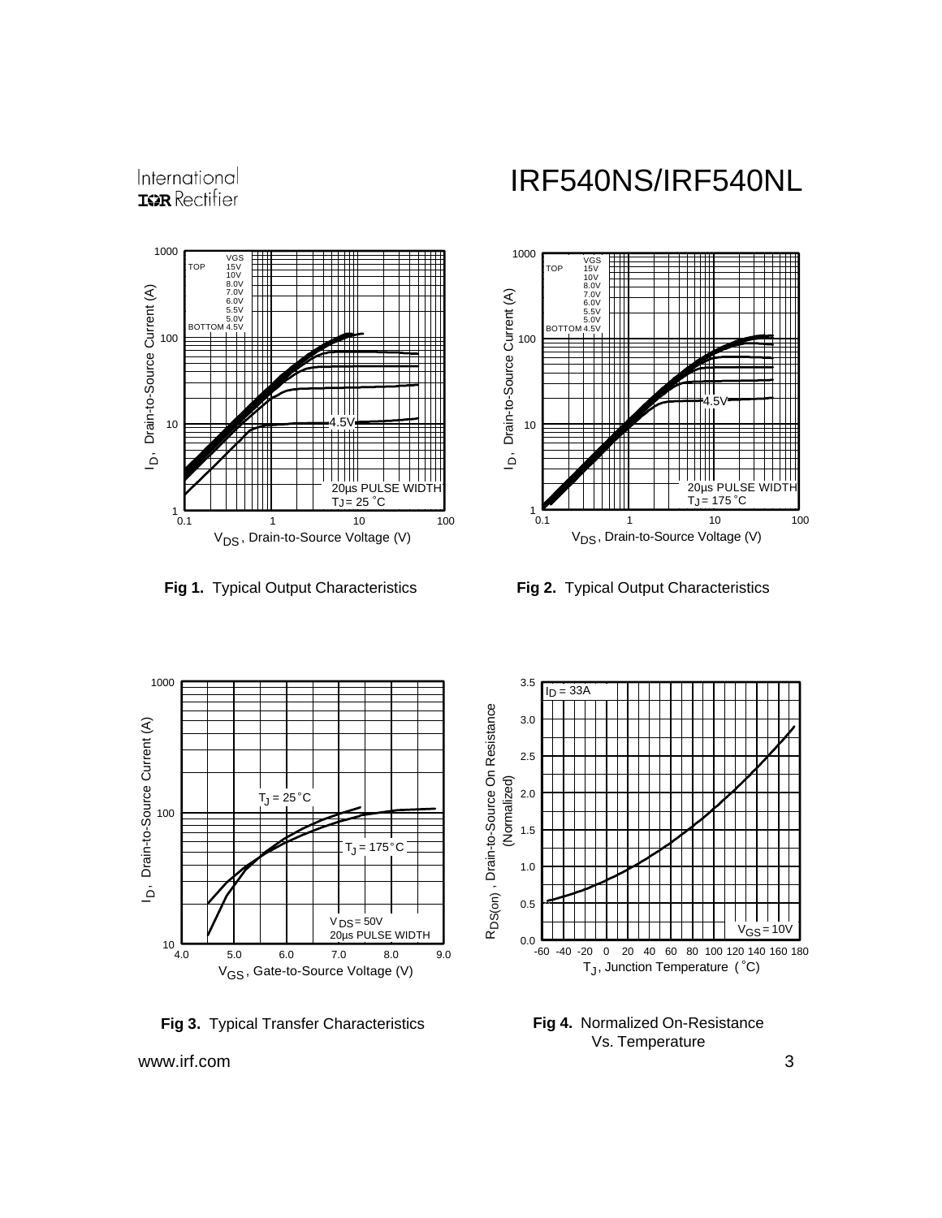**Fig 1.** Typical Output Characteristics

**Fig 2.** Typical Output Characteristics

**Fig 3.** Typical Transfer Characteristics

**Fig 4.** Normalized On-Resistance Vs. Temperature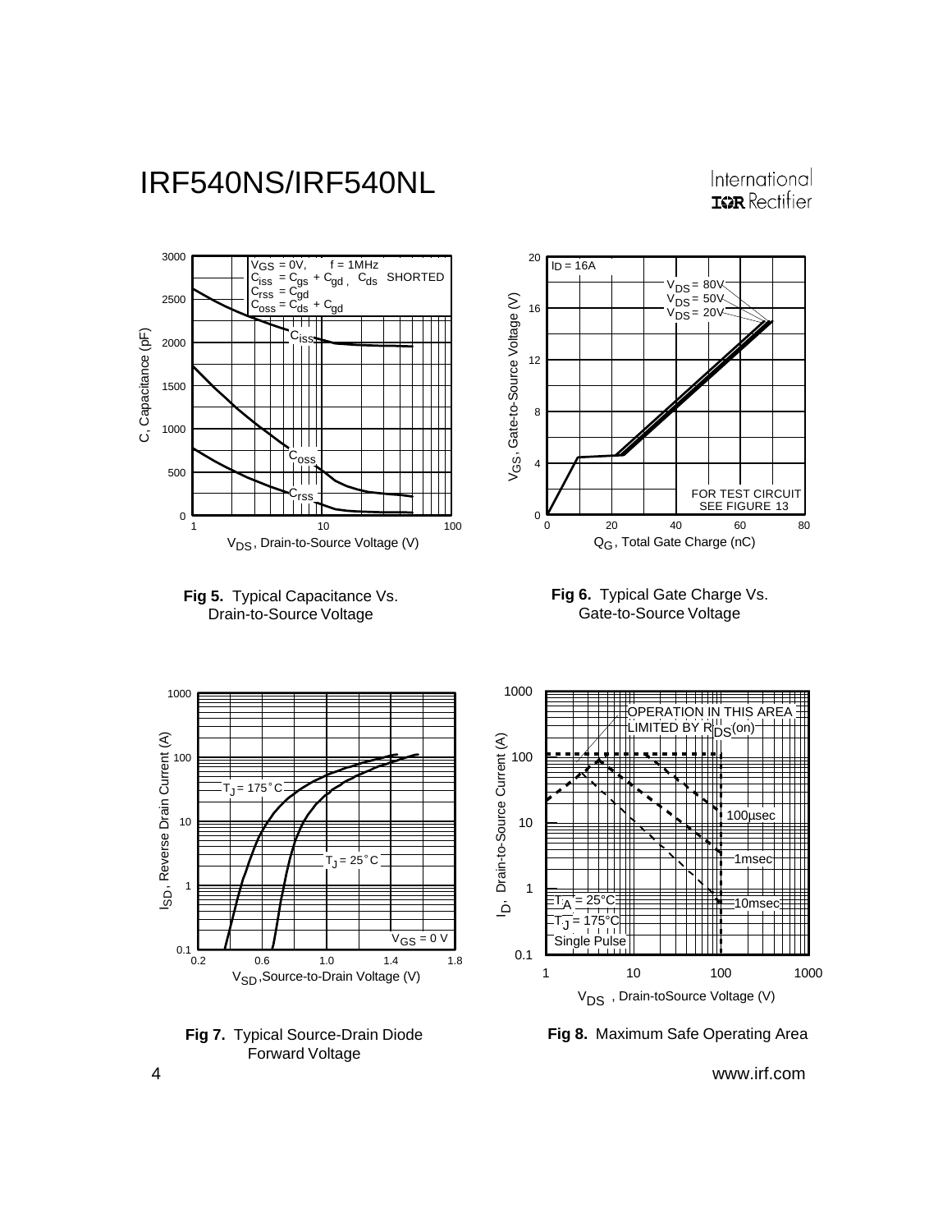**Fig 5.** Typical Capacitance Vs. Drain-to-Source Voltage

**Fig 6.** Typical Gate Charge Vs. Gate-to-Source Voltage

**Fig 7.** Typical Source-Drain Diode Forward Voltage

**Fig 8.** Maximum Safe Operating Area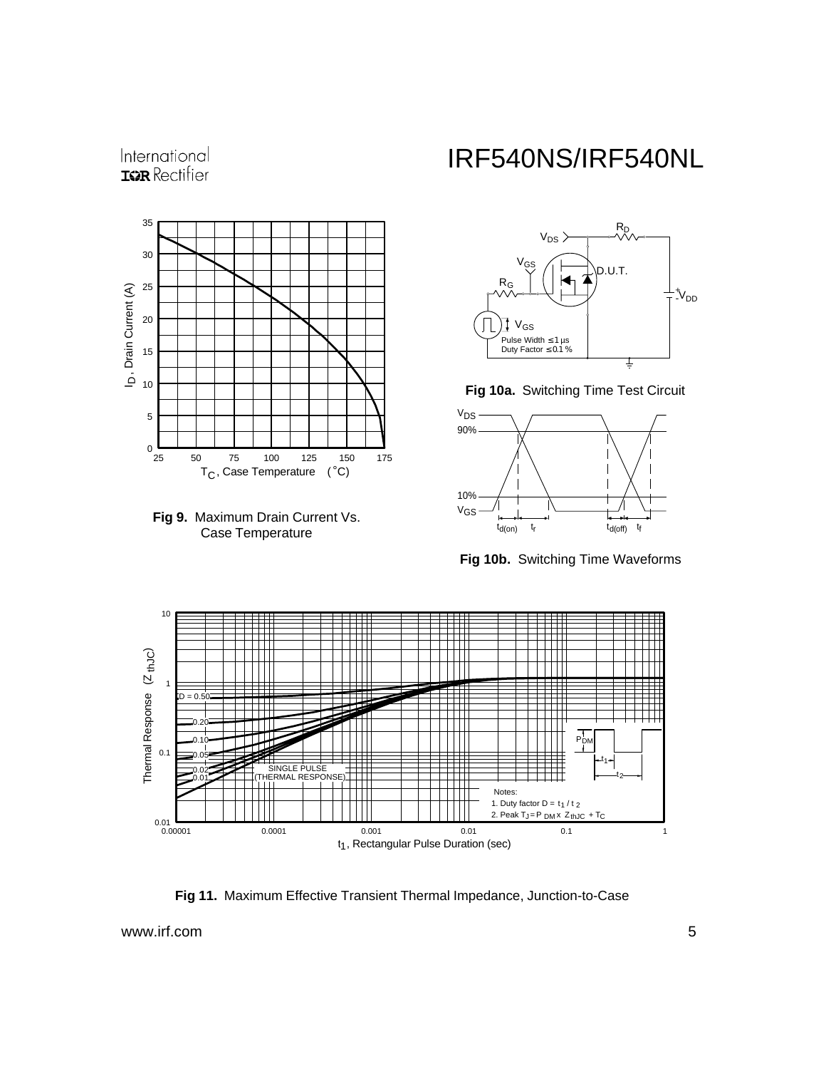Fig 9. Maximum Drain Current Vs. Case Temperature

Fig 10a. Switching Time Test Circuit

Fig 10b. Switching Time Waveforms

Fig 11. Maximum Effective Transient Thermal Impedance, Junction-to-Case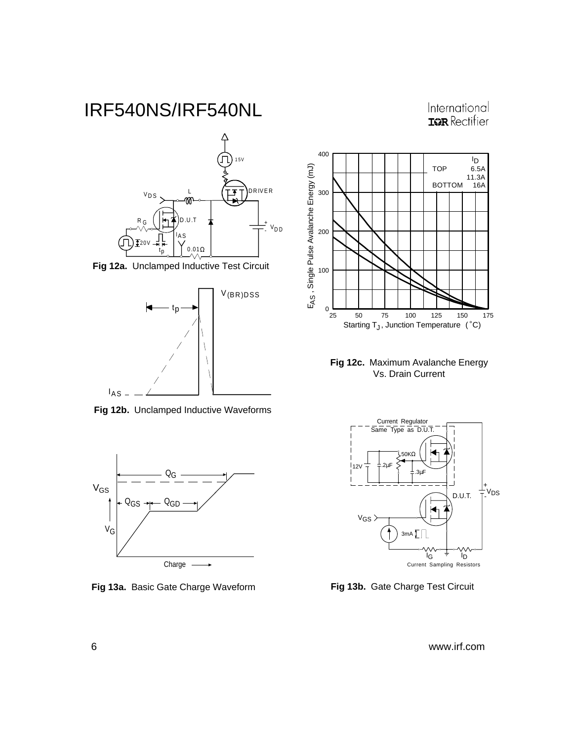**Fig 12a.** Unclamped Inductive Test Circuit

**Fig 12b.** Unclamped Inductive Waveforms

**Fig 12c.** Maximum Avalanche Energy Vs. Drain Current

**Fig 13a.** Basic Gate Charge Waveform

**Fig 13b.** Gate Charge Test Circuit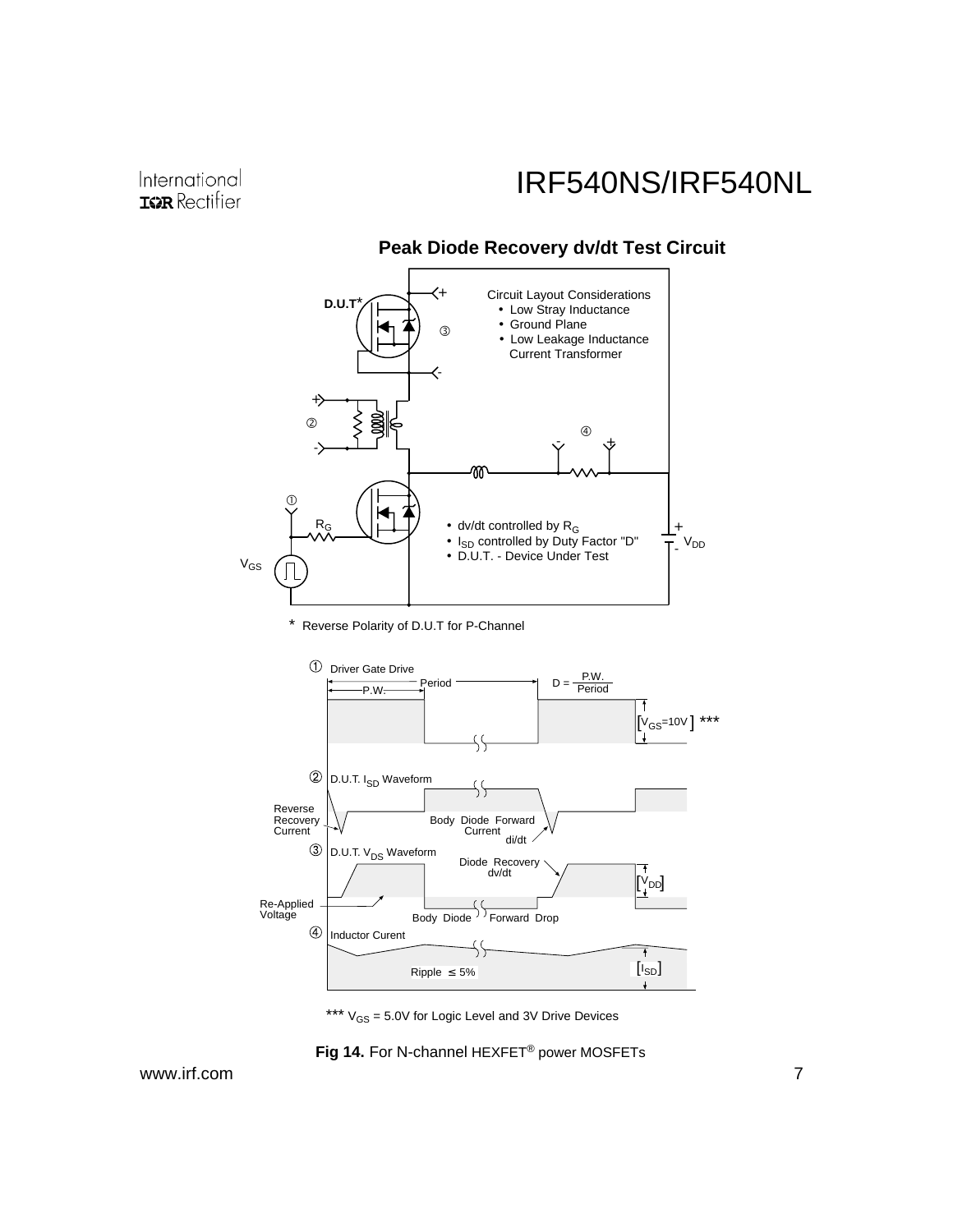## Peak Diode Recovery dv/dt Test Circuit

D.U.T*

Circuit Layout Considerations
- Low Stray Inductance
- Ground Plane
- Low Leakage Inductance Current Transformer

- dv/dt controlled by $R_G$
- $I_{SD}$ controlled by Duty Factor "D"
- D.U.T. - Device Under Test

$R_G$

$V_{GS}$

$V_{DD}$

\* Reverse Polarity of D.U.T for P-Channel

① Driver Gate Drive

P.W.

Period

$D = \frac{P.W.}{Period}$

[$V_{GS}$=10V] \*\*\*

② D.U.T. $I_{SD}$ Waveform

Reverse Recovery Current

Body Diode Forward Current

di/dt

③ D.U.T. $V_{DS}$ Waveform

Diode Recovery dv/dt

[$V_{DD}$]

Re-Applied Voltage

Body Diode Forward Drop

④ Inductor Curent

Ripple ≤ 5%

[$I_{SD}$]

\*\*\* $V_{GS}$ = 5.0V for Logic Level and 3V Drive Devices

**Fig 14.** For N-channel HEXFET® power MOSFETs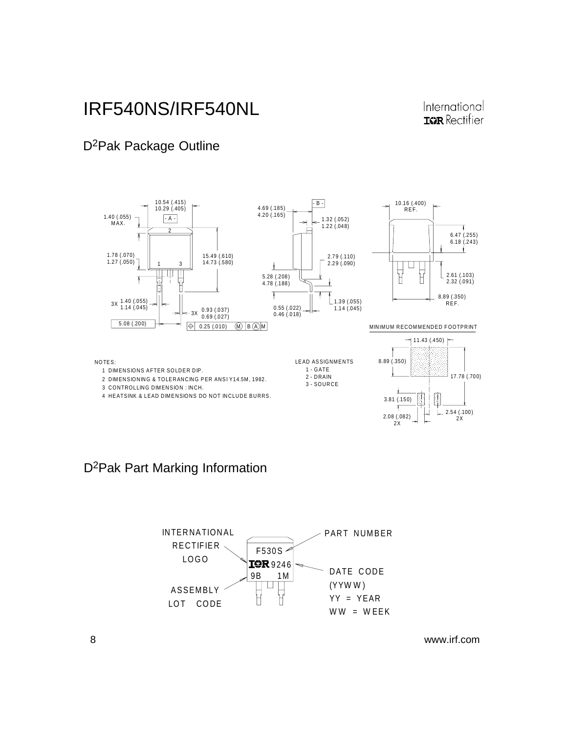## D²Pak Package Outline

NOTES:

1. DIMENSIONS AFTER SOLDER DIP.
2. DIMENSIONING & TOLERANCING PER ANSI Y14.5M, 1982.
3. CONTROLLING DIMENSION : INCH.
4. HEATSINK & LEAD DIMENSIONS DO NOT INCLUDE BURRS.

LEAD ASSIGNMENTS

1 - GATE
2 - DRAIN
3 - SOURCE

MINIMUM RECOMMENDED FOOTPRINT

## D²Pak Part Marking Information

INTERNATIONAL RECTIFIER LOGO

PART NUMBER

DATE CODE (YYWW)
YY = YEAR
WW = WEEK

ASSEMBLY LOT CODE

F530S
IOR 9246
9B 1M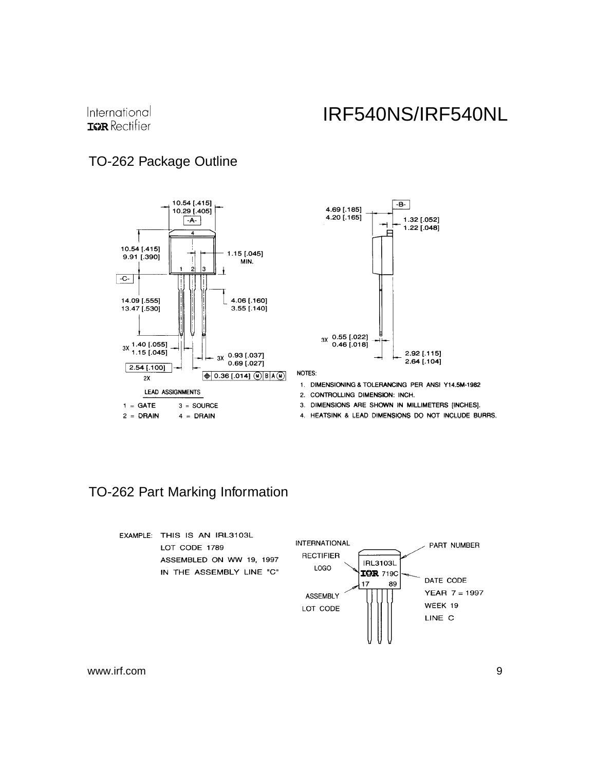## TO-262 Package Outline

10.54 [.415]
10.29 [.405]
-A-

10.54 [.415]
9.91 [.390]

1.15 [.045]
MIN.

-C-

14.09 [.555]
13.47 [.530]

4.06 [.160]
3.55 [.140]

3X 1.40 [.055]
1.15 [.045]

3X 0.93 [.037]
0.69 [.027]

2.54 [.100]
2X

0.36 [.014] (M) B A (M)

-B-

4.69 [.185]
4.20 [.165]

1.32 [.052]
1.22 [.048]

3X 0.55 [.022]
0.46 [.018]

2.92 [.115]
2.64 [.104]

LEAD ASSIGNMENTS

1 = GATE
2 = DRAIN
3 = SOURCE
4 = DRAIN

NOTES:

1. DIMENSIONING & TOLERANCING PER ANSI Y14.5M-1982
2. CONTROLLING DIMENSION: INCH.
3. DIMENSIONS ARE SHOWN IN MILLIMETERS [INCHES].
4. HEATSINK & LEAD DIMENSIONS DO NOT INCLUDE BURRS.

## TO-262 Part Marking Information

EXAMPLE: THIS IS AN IRL3103L
LOT CODE 1789
ASSEMBLED ON WW 19, 1997
IN THE ASSEMBLY LINE "C"

INTERNATIONAL RECTIFIER LOGO

PART NUMBER

IRL3103L
IOR 719C
17 89

DATE CODE
YEAR 7 = 1997
WEEK 19
LINE C

ASSEMBLY LOT CODE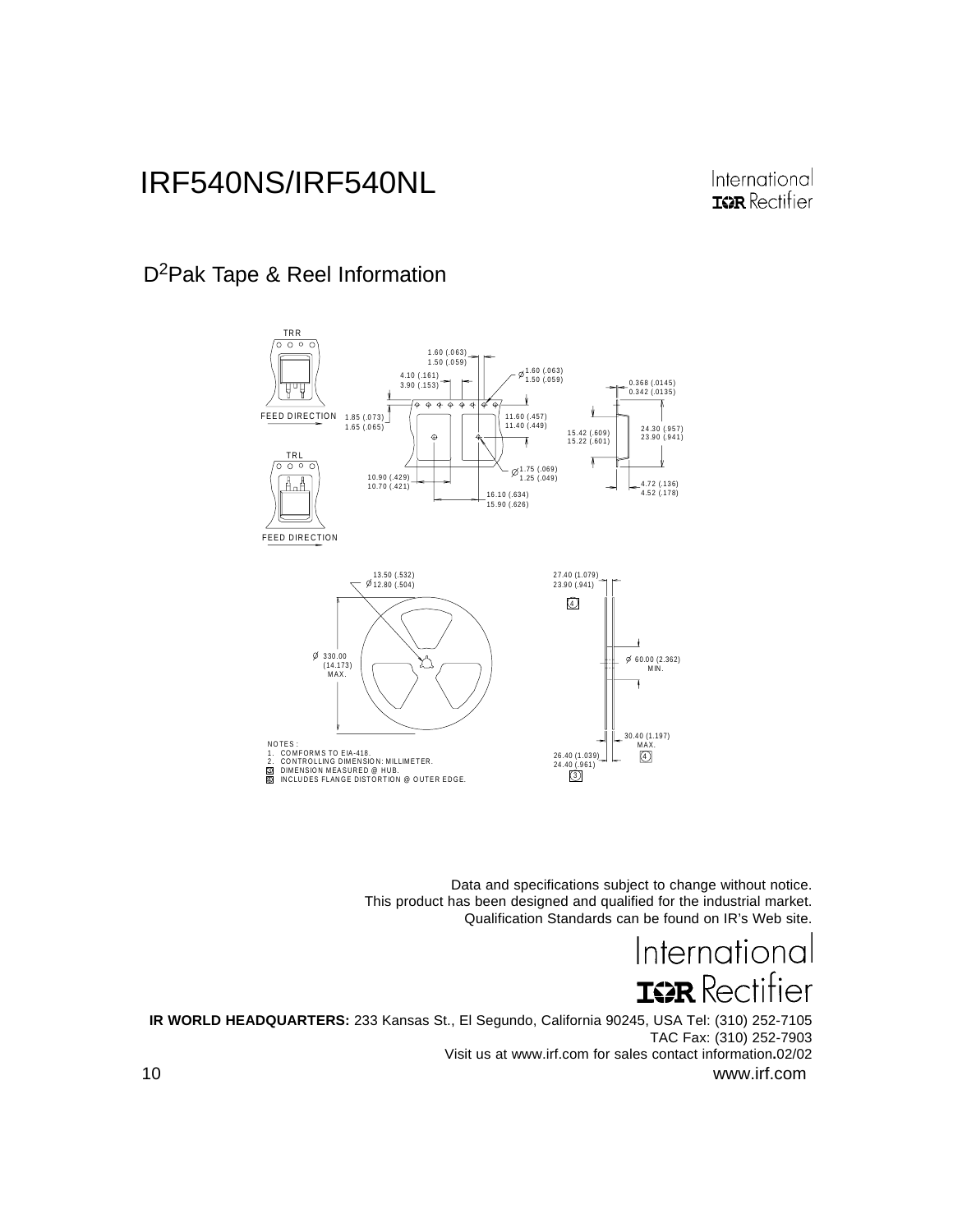## D²Pak Tape & Reel Information

TRR

FEED DIRECTION

TRL

FEED DIRECTION

1.60 (.063)
1.50 (.059)

4.10 (.161)
3.90 (.153)

Ø 1.60 (.063)
1.50 (.059)

0.368 (.0145)
0.342 (.0135)

1.85 (.073)
1.65 (.065)

11.60 (.457)
11.40 (.449)

15.42 (.609)
15.22 (.601)

24.30 (.957)
23.90 (.941)

Ø 1.75 (.069)
1.25 (.049)

10.90 (.429)
10.70 (.421)

16.10 (.634)
15.90 (.626)

4.72 (.136)
4.52 (.178)

13.50 (.532)
Ø 12.80 (.504)

27.40 (1.079)
23.90 (.941)

4

Ø 330.00
(14.173)
MAX.

Ø 60.00 (2.362)
MIN.

30.40 (1.197)
MAX.
4

26.40 (1.039)
24.40 (.961)
3

NOTES :
1. COMFORMS TO EIA-418.
2. CONTROLLING DIMENSION: MILLIMETER.
3 DIMENSION MEASURED @ HUB.
4 INCLUDES FLANGE DISTORTION @ OUTER EDGE.

Data and specifications subject to change without notice.
This product has been designed and qualified for the industrial market.
Qualification Standards can be found on IR's Web site.

International
IOR Rectifier

**IR WORLD HEADQUARTERS:** 233 Kansas St., El Segundo, California 90245, USA Tel: (310) 252-7105
TAC Fax: (310) 252-7903
Visit us at www.irf.com for sales contact information.02/02